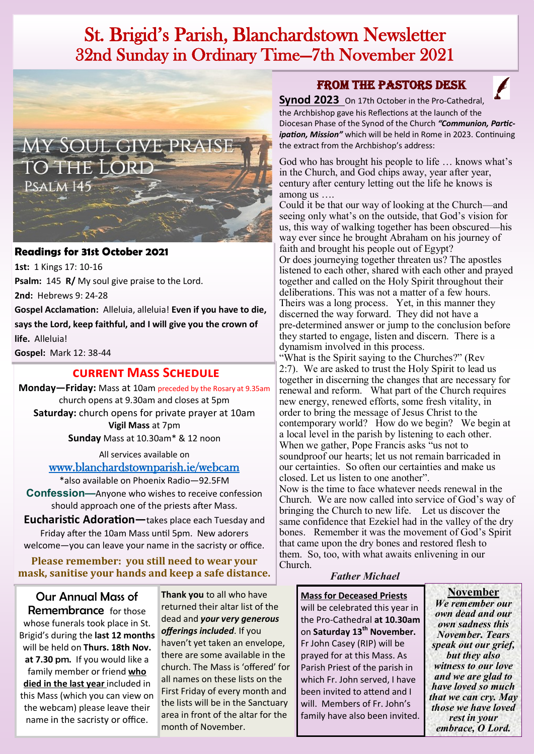# St. Brigid's Parish, Blanchardstown Newsletter
## 32nd Sunday in Ordinary Time—7th November 2021

My Soul give praise to the Lord
Psalm 145

### Readings for 31st October 2021

**1st:** 1 Kings 17: 10-16

**Psalm:** 145 **R/** My soul give praise to the Lord.

**2nd:** Hebrews 9: 24-28

**Gospel Acclamation:** Alleluia, alleluia! **Even if you have to die, says the Lord, keep faithful, and I will give you the crown of life.** Alleluia!

**Gospel:** Mark 12: 38-44

### CURRENT MASS SCHEDULE

**Monday—Friday:** Mass at 10am preceded by the Rosary at 9.35am
church opens at 9.30am and closes at 5pm

**Saturday:** church opens for private prayer at 10am
**Vigil Mass** at 7pm

**Sunday** Mass at 10.30am* & 12 noon

All services available on
www.blanchardstownparish.ie/webcam

*also available on Phoenix Radio—92.5FM

**Confession—**Anyone who wishes to receive confession should approach one of the priests after Mass.

**Eucharistic Adoration—**takes place each Tuesday and Friday after the 10am Mass until 5pm. New adorers welcome—you can leave your name in the sacristy or office.

**Please remember: you still need to wear your mask, sanitise your hands and keep a safe distance.**

## FROM THE PASTORS DESK

**Synod 2023** On 17th October in the Pro-Cathedral, the Archbishop gave his Reflections at the launch of the Diocesan Phase of the Synod of the Church ***"Communion, Participation, Mission"*** which will be held in Rome in 2023. Continuing the extract from the Archbishop's address:

God who has brought his people to life … knows what's in the Church, and God chips away, year after year, century after century letting out the life he knows is among us ….

Could it be that our way of looking at the Church—and seeing only what's on the outside, that God's vision for us, this way of walking together has been obscured—his way ever since he brought Abraham on his journey of faith and brought his people out of Egypt?

Or does journeying together threaten us? The apostles listened to each other, shared with each other and prayed together and called on the Holy Spirit throughout their deliberations. This was not a matter of a few hours. Theirs was a long process. Yet, in this manner they discerned the way forward. They did not have a pre-determined answer or jump to the conclusion before they started to engage, listen and discern. There is a dynamism involved in this process.

"What is the Spirit saying to the Churches?" (Rev 2:7). We are asked to trust the Holy Spirit to lead us together in discerning the changes that are necessary for renewal and reform. What part of the Church requires new energy, renewed efforts, some fresh vitality, in order to bring the message of Jesus Christ to the contemporary world? How do we begin? We begin at a local level in the parish by listening to each other. When we gather, Pope Francis asks "us not to soundproof our hearts; let us not remain barricaded in our certainties. So often our certainties and make us closed. Let us listen to one another".

Now is the time to face whatever needs renewal in the Church. We are now called into service of God's way of bringing the Church to new life. Let us discover the same confidence that Ezekiel had in the valley of the dry bones. Remember it was the movement of God's Spirit that came upon the dry bones and restored flesh to them. So, too, with what awaits enlivening in our Church.

*Father Michael*

### Our Annual Mass of Remembrance

for those whose funerals took place in St. Brigid's during the **last 12 months** will be held on **Thurs. 18th Nov. at 7.30 pm.** If you would like a family member or friend **died in the last year** included in this Mass (which you can view on the webcam) please leave their name in the sacristy or office.

**Thank you** to all who have returned their altar list of the dead and ***your very generous offerings included***. If you haven't yet taken an envelope, there are some available in the church. The Mass is 'offered' for all names on these lists on the First Friday of every month and the lists will be in the Sanctuary area in front of the altar for the month of November.

**Mass for Deceased Priests** will be celebrated this year in the Pro-Cathedral **at 10.30am** on **Saturday 13th November.** Fr John Casey (RIP) will be prayed for at this Mass. As Parish Priest of the parish in which Fr. John served, I have been invited to attend and I will. Members of Fr. John's family have also been invited.

### November

***We remember our own dead and our own sadness this November. Tears speak out our grief, but they also witness to our love and we are glad to have loved so much that we can cry. May those we have loved rest in your embrace, O Lord.***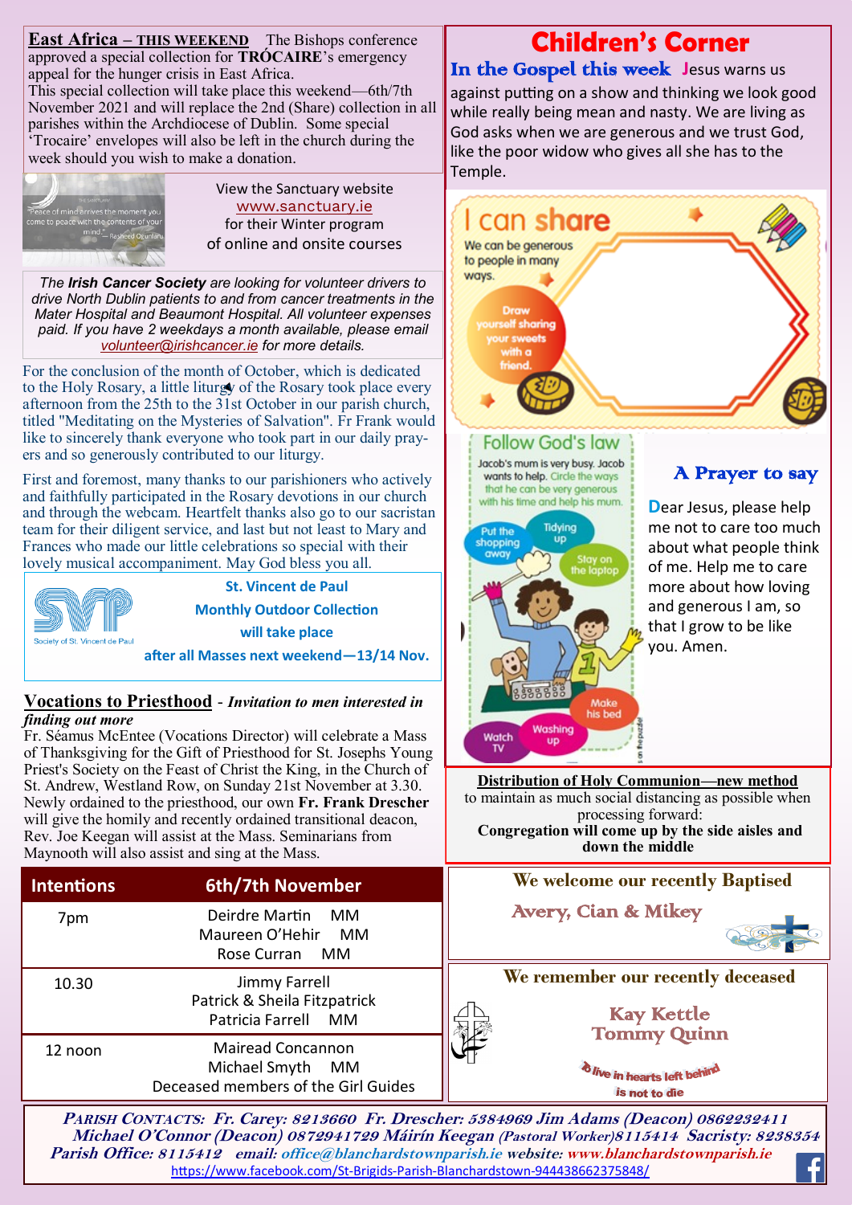**East Africa – THIS WEEKEND** The Bishops conference approved a special collection for **TRÓCAIRE**'s emergency appeal for the hunger crisis in East Africa. This special collection will take place this weekend—6th/7th November 2021 and will replace the 2nd (Share) collection in all parishes within the Archdiocese of Dublin. Some special 'Trocaire' envelopes will also be left in the church during the week should you wish to make a donation.

"Peace of mind arrives the moment you come to peace with the contents of your mind." — Rasheed Ogunlaru

View the Sanctuary website
www.sanctuary.ie
for their Winter program
of online and onsite courses

*The **Irish Cancer Society** are looking for volunteer drivers to drive North Dublin patients to and from cancer treatments in the Mater Hospital and Beaumont Hospital. All volunteer expenses paid. If you have 2 weekdays a month available, please email volunteer@irishcancer.ie for more details.*

For the conclusion of the month of October, which is dedicated to the Holy Rosary, a little liturgy of the Rosary took place every afternoon from the 25th to the 31st October in our parish church, titled "Meditating on the Mysteries of Salvation". Fr Frank would like to sincerely thank everyone who took part in our daily prayers and so generously contributed to our liturgy.

First and foremost, many thanks to our parishioners who actively and faithfully participated in the Rosary devotions in our church and through the webcam. Heartfelt thanks also go to our sacristan team for their diligent service, and last but not least to Mary and Frances who made our little celebrations so special with their lovely musical accompaniment. May God bless you all.

Society of St. Vincent de Paul

**St. Vincent de Paul**
**Monthly Outdoor Collection**
**will take place**
**after all Masses next weekend—13/14 Nov.**

## Vocations to Priesthood - *Invitation to men interested in finding out more*

Fr. Séamus McEntee (Vocations Director) will celebrate a Mass of Thanksgiving for the Gift of Priesthood for St. Josephs Young Priest's Society on the Feast of Christ the King, in the Church of St. Andrew, Westland Row, on Sunday 21st November at 3.30. Newly ordained to the priesthood, our own **Fr. Frank Drescher** will give the homily and recently ordained transitional deacon, Rev. Joe Keegan will assist at the Mass. Seminarians from Maynooth will also assist and sing at the Mass.

| Intentions | 6th/7th November |
|---|---|
| 7pm | Deirdre Martin MM<br>Maureen O'Hehir MM<br>Rose Curran MM |
| 10.30 | Jimmy Farrell<br>Patrick & Sheila Fitzpatrick<br>Patricia Farrell MM |
| 12 noon | Mairead Concannon<br>Michael Smyth MM<br>Deceased members of the Girl Guides |

# Children's Corner

**In the Gospel this week** Jesus warns us against putting on a show and thinking we look good while really being mean and nasty. We are living as God asks when we are generous and we trust God, like the poor widow who gives all she has to the Temple.

**I can share**

We can be generous to people in many ways.

Draw yourself sharing your sweets with a friend.

**Follow God's law**

Jacob's mum is very busy. Jacob wants to help. Circle the ways that he can be very generous with his time and help his mum.

Put the shopping away
Tidying up
Stay on the laptop
Make his bed
Washing up
Watch TV

### A Prayer to say

**D**ear Jesus, please help me not to care too much about what people think of me. Help me to care more about how loving and generous I am, so that I grow to be like you. Amen.

**Distribution of Holy Communion—new method**
to maintain as much social distancing as possible when processing forward:
**Congregation will come up by the side aisles and down the middle**

**We welcome our recently Baptised**

Avery, Cian & Mikey

**We remember our recently deceased**

Kay Kettle
Tommy Quinn

To live in hearts left behind is not to die

***Parish Contacts:* Fr. Carey: 8213660 Fr. Drescher: 5384969 Jim Adams (Deacon) 0862232411 Michael O'Connor (Deacon) 0872941729 Máirín Keegan (Pastoral Worker)8115414 Sacristy: 8238354 Parish Office: 8115412 email: office@blanchardstownparish.ie website: www.blanchardstownparish.ie**
https://www.facebook.com/St-Brigids-Parish-Blanchardstown-944438662375848/